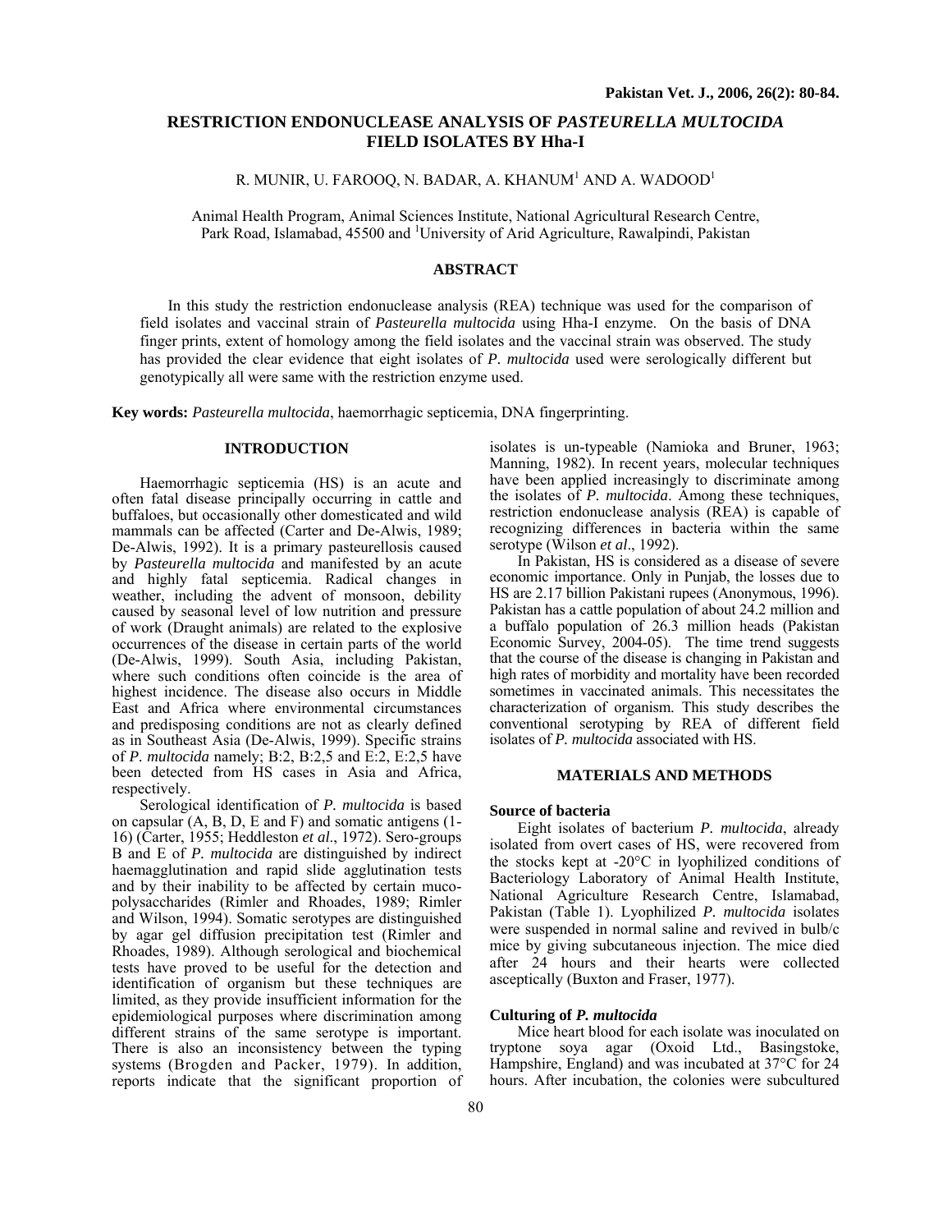# RESTRICTION ENDONUCLEASE ANALYSIS OF *PASTEURELLA MULTOCIDA* FIELD ISOLATES BY Hha-I

R. MUNIR, U. FAROOQ, N. BADAR, A. KHANUM[1] AND A. WADOOD[1]

Animal Health Program, Animal Sciences Institute, National Agricultural Research Centre, Park Road, Islamabad, 45500 and [1]University of Arid Agriculture, Rawalpindi, Pakistan

## ABSTRACT

In this study the restriction endonuclease analysis (REA) technique was used for the comparison of field isolates and vaccinal strain of *Pasteurella multocida* using Hha-I enzyme. On the basis of DNA finger prints, extent of homology among the field isolates and the vaccinal strain was observed. The study has provided the clear evidence that eight isolates of *P. multocida* used were serologically different but genotypically all were same with the restriction enzyme used.

**Key words:** *Pasteurella multocida*, haemorrhagic septicemia, DNA fingerprinting.

## INTRODUCTION

Haemorrhagic septicemia (HS) is an acute and often fatal disease principally occurring in cattle and buffaloes, but occasionally other domesticated and wild mammals can be affected (Carter and De-Alwis, 1989; De-Alwis, 1992). It is a primary pasteurellosis caused by *Pasteurella multocida* and manifested by an acute and highly fatal septicemia. Radical changes in weather, including the advent of monsoon, debility caused by seasonal level of low nutrition and pressure of work (Draught animals) are related to the explosive occurrences of the disease in certain parts of the world (De-Alwis, 1999). South Asia, including Pakistan, where such conditions often coincide is the area of highest incidence. The disease also occurs in Middle East and Africa where environmental circumstances and predisposing conditions are not as clearly defined as in Southeast Asia (De-Alwis, 1999). Specific strains of *P. multocida* namely; B:2, B:2,5 and E:2, E:2,5 have been detected from HS cases in Asia and Africa, respectively.

Serological identification of *P. multocida* is based on capsular (A, B, D, E and F) and somatic antigens (1-16) (Carter, 1955; Heddleston *et al*., 1972). Sero-groups B and E of *P. multocida* are distinguished by indirect haemagglutination and rapid slide agglutination tests and by their inability to be affected by certain muco-polysaccharides (Rimler and Rhoades, 1989; Rimler and Wilson, 1994). Somatic serotypes are distinguished by agar gel diffusion precipitation test (Rimler and Rhoades, 1989). Although serological and biochemical tests have proved to be useful for the detection and identification of organism but these techniques are limited, as they provide insufficient information for the epidemiological purposes where discrimination among different strains of the same serotype is important. There is also an inconsistency between the typing systems (Brogden and Packer, 1979). In addition, reports indicate that the significant proportion of isolates is un-typeable (Namioka and Bruner, 1963; Manning, 1982). In recent years, molecular techniques have been applied increasingly to discriminate among the isolates of *P. multocida*. Among these techniques, restriction endonuclease analysis (REA) is capable of recognizing differences in bacteria within the same serotype (Wilson *et al*., 1992).

In Pakistan, HS is considered as a disease of severe economic importance. Only in Punjab, the losses due to HS are 2.17 billion Pakistani rupees (Anonymous, 1996). Pakistan has a cattle population of about 24.2 million and a buffalo population of 26.3 million heads (Pakistan Economic Survey, 2004-05). The time trend suggests that the course of the disease is changing in Pakistan and high rates of morbidity and mortality have been recorded sometimes in vaccinated animals. This necessitates the characterization of organism. This study describes the conventional serotyping by REA of different field isolates of *P. multocida* associated with HS.

## MATERIALS AND METHODS

### Source of bacteria

Eight isolates of bacterium *P. multocida*, already isolated from overt cases of HS, were recovered from the stocks kept at -20°C in lyophilized conditions of Bacteriology Laboratory of Animal Health Institute, National Agriculture Research Centre, Islamabad, Pakistan (Table 1). Lyophilized *P. multocida* isolates were suspended in normal saline and revived in bulb/c mice by giving subcutaneous injection. The mice died after 24 hours and their hearts were collected asceptically (Buxton and Fraser, 1977).

### Culturing of *P. multocida*

Mice heart blood for each isolate was inoculated on tryptone soya agar (Oxoid Ltd., Basingstoke, Hampshire, England) and was incubated at 37°C for 24 hours. After incubation, the colonies were subcultured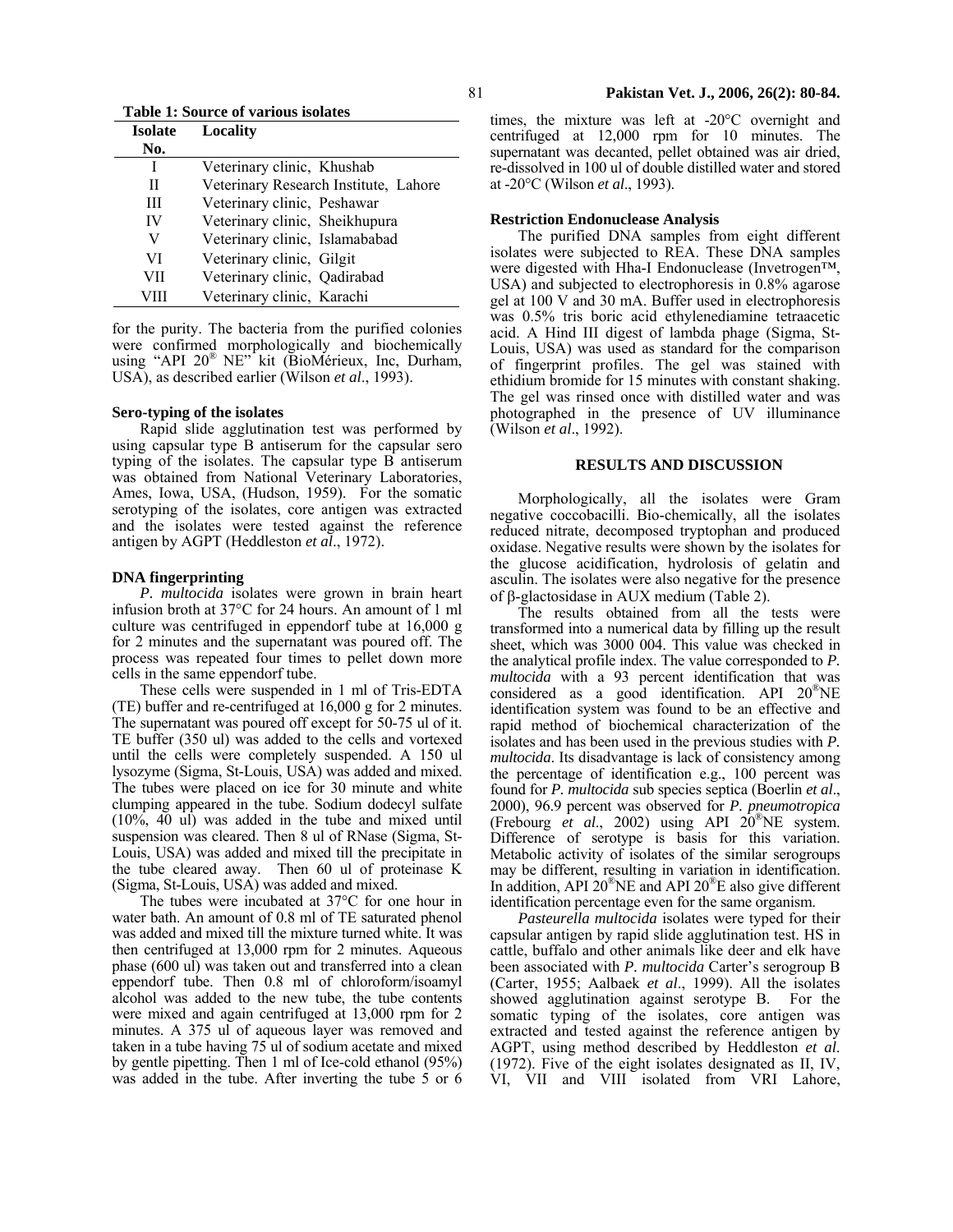**Table 1: Source of various isolates**

| Isolate No. | Locality |
|---|---|
| I | Veterinary clinic, Khushab |
| II | Veterinary Research Institute, Lahore |
| III | Veterinary clinic, Peshawar |
| IV | Veterinary clinic, Sheikhupura |
| V | Veterinary clinic, Islamababad |
| VI | Veterinary clinic, Gilgit |
| VII | Veterinary clinic, Qadirabad |
| VIII | Veterinary clinic, Karachi |

for the purity. The bacteria from the purified colonies were confirmed morphologically and biochemically using "API 20® NE" kit (BioMérieux, Inc, Durham, USA), as described earlier (Wilson *et al*., 1993).

#### Sero-typing of the isolates

Rapid slide agglutination test was performed by using capsular type B antiserum for the capsular sero typing of the isolates. The capsular type B antiserum was obtained from National Veterinary Laboratories, Ames, Iowa, USA, (Hudson, 1959). For the somatic serotyping of the isolates, core antigen was extracted and the isolates were tested against the reference antigen by AGPT (Heddleston *et al*., 1972).

#### DNA fingerprinting

*P. multocida* isolates were grown in brain heart infusion broth at 37°C for 24 hours. An amount of 1 ml culture was centrifuged in eppendorf tube at 16,000 g for 2 minutes and the supernatant was poured off. The process was repeated four times to pellet down more cells in the same eppendorf tube.

These cells were suspended in 1 ml of Tris-EDTA (TE) buffer and re-centrifuged at 16,000 g for 2 minutes. The supernatant was poured off except for 50-75 ul of it. TE buffer (350 ul) was added to the cells and vortexed until the cells were completely suspended. A 150 ul lysozyme (Sigma, St-Louis, USA) was added and mixed. The tubes were placed on ice for 30 minute and white clumping appeared in the tube. Sodium dodecyl sulfate (10%, 40 ul) was added in the tube and mixed until suspension was cleared. Then 8 ul of RNase (Sigma, St-Louis, USA) was added and mixed till the precipitate in the tube cleared away. Then 60 ul of proteinase K (Sigma, St-Louis, USA) was added and mixed.

The tubes were incubated at 37°C for one hour in water bath. An amount of 0.8 ml of TE saturated phenol was added and mixed till the mixture turned white. It was then centrifuged at 13,000 rpm for 2 minutes. Aqueous phase (600 ul) was taken out and transferred into a clean eppendorf tube. Then 0.8 ml of chloroform/isoamyl alcohol was added to the new tube, the tube contents were mixed and again centrifuged at 13,000 rpm for 2 minutes. A 375 ul of aqueous layer was removed and taken in a tube having 75 ul of sodium acetate and mixed by gentle pipetting. Then 1 ml of Ice-cold ethanol (95%) was added in the tube. After inverting the tube 5 or 6 times, the mixture was left at -20°C overnight and centrifuged at 12,000 rpm for 10 minutes. The supernatant was decanted, pellet obtained was air dried, re-dissolved in 100 ul of double distilled water and stored at -20°C (Wilson *et al*., 1993).

#### Restriction Endonuclease Analysis

The purified DNA samples from eight different isolates were subjected to REA. These DNA samples were digested with Hha-I Endonuclease (Invetrogen™, USA) and subjected to electrophoresis in 0.8% agarose gel at 100 V and 30 mA. Buffer used in electrophoresis was 0.5% tris boric acid ethylenediamine tetraacetic acid. A Hind III digest of lambda phage (Sigma, St-Louis, USA) was used as standard for the comparison of fingerprint profiles. The gel was stained with ethidium bromide for 15 minutes with constant shaking. The gel was rinsed once with distilled water and was photographed in the presence of UV illuminance (Wilson *et al*., 1992).

## RESULTS AND DISCUSSION

Morphologically, all the isolates were Gram negative coccobacilli. Bio-chemically, all the isolates reduced nitrate, decomposed tryptophan and produced oxidase. Negative results were shown by the isolates for the glucose acidification, hydrolosis of gelatin and asculin. The isolates were also negative for the presence of β-glactosidase in AUX medium (Table 2).

The results obtained from all the tests were transformed into a numerical data by filling up the result sheet, which was 3000 004. This value was checked in the analytical profile index. The value corresponded to *P. multocida* with a 93 percent identification that was considered as a good identification. API 20®NE identification system was found to be an effective and rapid method of biochemical characterization of the isolates and has been used in the previous studies with *P. multocida*. Its disadvantage is lack of consistency among the percentage of identification e.g., 100 percent was found for *P. multocida* sub species septica (Boerlin *et al*., 2000), 96.9 percent was observed for *P. pneumotropica* (Frebourg *et al*., 2002) using API 20®NE system. Difference of serotype is basis for this variation. Metabolic activity of isolates of the similar serogroups may be different, resulting in variation in identification. In addition, API 20®NE and API 20®E also give different identification percentage even for the same organism.

*Pasteurella multocida* isolates were typed for their capsular antigen by rapid slide agglutination test. HS in cattle, buffalo and other animals like deer and elk have been associated with *P. multocida* Carter's serogroup B (Carter, 1955; Aalbaek *et al*., 1999). All the isolates showed agglutination against serotype B. For the somatic typing of the isolates, core antigen was extracted and tested against the reference antigen by AGPT, using method described by Heddleston *et al*. (1972). Five of the eight isolates designated as II, IV, VI, VII and VIII isolated from VRI Lahore,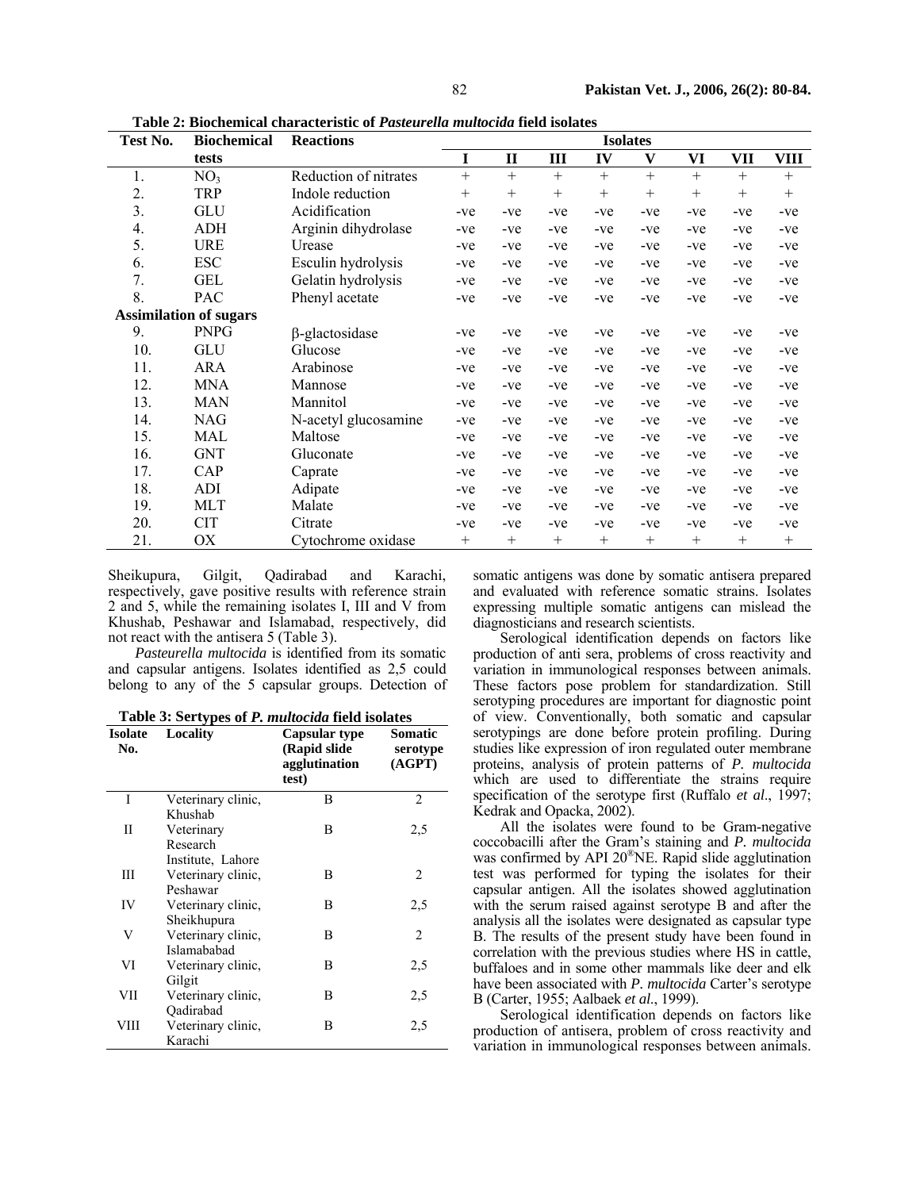**Table 2: Biochemical characteristic of *Pasteurella multocida* field isolates**

| Test No. | Biochemical tests | Reactions | Isolates | | | | | | | |
|---|---|---|---|---|---|---|---|---|---|---|
| | | | I | II | III | IV | V | VI | VII | VIII |
| 1. | $NO_3$ | Reduction of nitrates | + | + | + | + | + | + | + | + |
| 2. | TRP | Indole reduction | + | + | + | + | + | + | + | + |
| 3. | GLU | Acidification | -ve | -ve | -ve | -ve | -ve | -ve | -ve | -ve |
| 4. | ADH | Arginin dihydrolase | -ve | -ve | -ve | -ve | -ve | -ve | -ve | -ve |
| 5. | URE | Urease | -ve | -ve | -ve | -ve | -ve | -ve | -ve | -ve |
| 6. | ESC | Esculin hydrolysis | -ve | -ve | -ve | -ve | -ve | -ve | -ve | -ve |
| 7. | GEL | Gelatin hydrolysis | -ve | -ve | -ve | -ve | -ve | -ve | -ve | -ve |
| 8. | PAC | Phenyl acetate | -ve | -ve | -ve | -ve | -ve | -ve | -ve | -ve |
| **Assimilation of sugars** | | | | | | | | | | |
| 9. | PNPG | β-glactosidase | -ve | -ve | -ve | -ve | -ve | -ve | -ve | -ve |
| 10. | GLU | Glucose | -ve | -ve | -ve | -ve | -ve | -ve | -ve | -ve |
| 11. | ARA | Arabinose | -ve | -ve | -ve | -ve | -ve | -ve | -ve | -ve |
| 12. | MNA | Mannose | -ve | -ve | -ve | -ve | -ve | -ve | -ve | -ve |
| 13. | MAN | Mannitol | -ve | -ve | -ve | -ve | -ve | -ve | -ve | -ve |
| 14. | NAG | N-acetyl glucosamine | -ve | -ve | -ve | -ve | -ve | -ve | -ve | -ve |
| 15. | MAL | Maltose | -ve | -ve | -ve | -ve | -ve | -ve | -ve | -ve |
| 16. | GNT | Gluconate | -ve | -ve | -ve | -ve | -ve | -ve | -ve | -ve |
| 17. | CAP | Caprate | -ve | -ve | -ve | -ve | -ve | -ve | -ve | -ve |
| 18. | ADI | Adipate | -ve | -ve | -ve | -ve | -ve | -ve | -ve | -ve |
| 19. | MLT | Malate | -ve | -ve | -ve | -ve | -ve | -ve | -ve | -ve |
| 20. | CIT | Citrate | -ve | -ve | -ve | -ve | -ve | -ve | -ve | -ve |
| 21. | OX | Cytochrome oxidase | + | + | + | + | + | + | + | + |

Sheikupura, Gilgit, Qadirabad and Karachi, respectively, gave positive results with reference strain 2 and 5, while the remaining isolates I, III and V from Khushab, Peshawar and Islamabad, respectively, did not react with the antisera 5 (Table 3).

*Pasteurella multocida* is identified from its somatic and capsular antigens. Isolates identified as 2,5 could belong to any of the 5 capsular groups. Detection of somatic antigens was done by somatic antisera prepared and evaluated with reference somatic strains. Isolates expressing multiple somatic antigens can mislead the diagnosticians and research scientists.

**Table 3: Sertypes of *P. multocida* field isolates**

| Isolate No. | Locality | Capsular type (Rapid slide agglutination test) | Somatic serotype (AGPT) |
|---|---|---|---|
| I | Veterinary clinic, Khushab | B | 2 |
| II | Veterinary Research Institute, Lahore | B | 2,5 |
| III | Veterinary clinic, Peshawar | B | 2 |
| IV | Veterinary clinic, Sheikhupura | B | 2,5 |
| V | Veterinary clinic, Islamababad | B | 2 |
| VI | Veterinary clinic, Gilgit | B | 2,5 |
| VII | Veterinary clinic, Qadirabad | B | 2,5 |
| VIII | Veterinary clinic, Karachi | B | 2,5 |

Serological identification depends on factors like production of anti sera, problems of cross reactivity and variation in immunological responses between animals. These factors pose problem for standardization. Still serotyping procedures are important for diagnostic point of view. Conventionally, both somatic and capsular serotypings are done before protein profiling. During studies like expression of iron regulated outer membrane proteins, analysis of protein patterns of *P. multocida* which are used to differentiate the strains require specification of the serotype first (Ruffalo *et al*., 1997; Kedrak and Opacka, 2002).

All the isolates were found to be Gram-negative coccobacilli after the Gram's staining and *P. multocida* was confirmed by API 20®NE. Rapid slide agglutination test was performed for typing the isolates for their capsular antigen. All the isolates showed agglutination with the serum raised against serotype B and after the analysis all the isolates were designated as capsular type B. The results of the present study have been found in correlation with the previous studies where HS in cattle, buffaloes and in some other mammals like deer and elk have been associated with *P. multocida* Carter's serotype B (Carter, 1955; Aalbaek *et al*., 1999).

Serological identification depends on factors like production of antisera, problem of cross reactivity and variation in immunological responses between animals.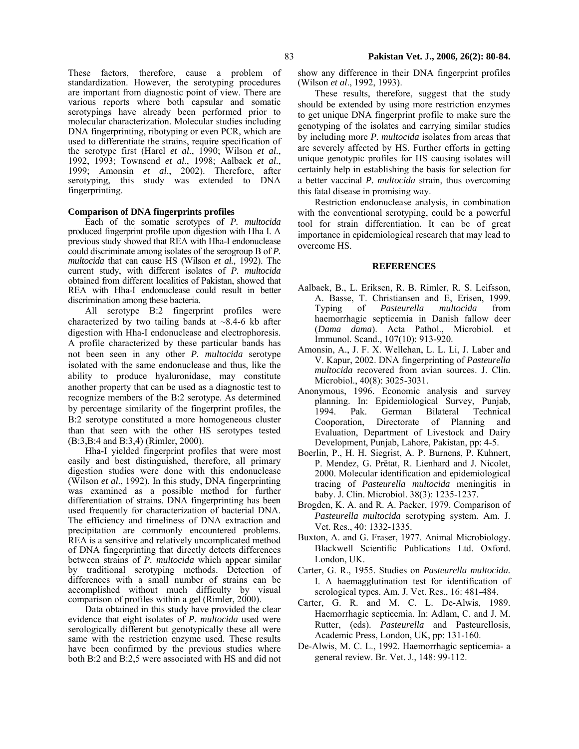These factors, therefore, cause a problem of standardization. However, the serotyping procedures are important from diagnostic point of view. There are various reports where both capsular and somatic serotypings have already been performed prior to molecular characterization. Molecular studies including DNA fingerprinting, ribotyping or even PCR, which are used to differentiate the strains, require specification of the serotype first (Harel *et al*., 1990; Wilson *et al*., 1992, 1993; Townsend *et al*., 1998; Aalbaek *et al*., 1999; Amonsin *et al*., 2002). Therefore, after serotyping, this study was extended to DNA fingerprinting.

### Comparison of DNA fingerprints profiles

Each of the somatic serotypes of *P. multocida* produced fingerprint profile upon digestion with Hha I. A previous study showed that REA with Hha-I endonuclease could discriminate among isolates of the serogroup B of *P. multocida* that can cause HS (Wilson *et al.,* 1992). The current study, with different isolates of *P. multocida* obtained from different localities of Pakistan, showed that REA with Hha-I endonuclease could result in better discrimination among these bacteria.

All serotype B:2 fingerprint profiles were characterized by two tailing bands at ~8.4-6 kb after digestion with Hha-I endonuclease and electrophoresis. A profile characterized by these particular bands has not been seen in any other *P. multocida* serotype isolated with the same endonuclease and thus, like the ability to produce hyaluronidase, may constitute another property that can be used as a diagnostic test to recognize members of the B:2 serotype. As determined by percentage similarity of the fingerprint profiles, the B:2 serotype constituted a more homogeneous cluster than that seen with the other HS serotypes tested (B:3,B:4 and B:3,4) (Rimler, 2000).

Hha-I yielded fingerprint profiles that were most easily and best distinguished, therefore, all primary digestion studies were done with this endonuclease (Wilson *et al*., 1992). In this study, DNA fingerprinting was examined as a possible method for further differentiation of strains. DNA fingerprinting has been used frequently for characterization of bacterial DNA. The efficiency and timeliness of DNA extraction and precipitation are commonly encountered problems. REA is a sensitive and relatively uncomplicated method of DNA fingerprinting that directly detects differences between strains of *P. multocida* which appear similar by traditional serotyping methods. Detection of differences with a small number of strains can be accomplished without much difficulty by visual comparison of profiles within a gel (Rimler, 2000).

Data obtained in this study have provided the clear evidence that eight isolates of *P. multocida* used were serologically different but genotypically these all were same with the restriction enzyme used. These results have been confirmed by the previous studies where both B:2 and B:2,5 were associated with HS and did not show any difference in their DNA fingerprint profiles (Wilson *et al*., 1992, 1993).

These results, therefore, suggest that the study should be extended by using more restriction enzymes to get unique DNA fingerprint profile to make sure the genotyping of the isolates and carrying similar studies by including more *P. multocida* isolates from areas that are severely affected by HS. Further efforts in getting unique genotypic profiles for HS causing isolates will certainly help in establishing the basis for selection for a better vaccinal *P. multocida* strain, thus overcoming this fatal disease in promising way.

Restriction endonuclease analysis, in combination with the conventional serotyping, could be a powerful tool for strain differentiation. It can be of great importance in epidemiological research that may lead to overcome HS.

## REFERENCES

Aalbaek, B., L. Eriksen, R. B. Rimler, R. S. Leifsson, A. Basse, T. Christiansen and E, Erisen, 1999. Typing of *Pasteurella multocida* from haemorrhagic septicemia in Danish fallow deer (*Dama dama*). Acta Pathol., Microbiol. et Immunol. Scand., 107(10): 913-920.

Amonsin, A., J. F. X. Wellehan, L. L. Li, J. Laber and V. Kapur, 2002. DNA fingerprinting of *Pasteurella multocida* recovered from avian sources. J. Clin. Microbiol., 40(8): 3025-3031.

Anonymous, 1996. Economic analysis and survey planning. In: Epidemiological Survey, Punjab, 1994. Pak. German Bilateral Technical Cooporation, Directorate of Planning and Evaluation, Department of Livestock and Dairy Development, Punjab, Lahore, Pakistan, pp: 4-5.

Boerlin, P., H. H. Siegrist, A. P. Burnens, P. Kuhnert, P. Mendez, G. Prětat, R. Lienhard and J. Nicolet, 2000. Molecular identification and epidemiological tracing of *Pasteurella multocida* meningitis in baby. J. Clin. Microbiol. 38(3): 1235-1237.

Brogden, K. A. and R. A. Packer, 1979. Comparison of *Pasteurella multocida* serotyping system. Am. J. Vet. Res., 40: 1332-1335.

Buxton, A. and G. Fraser, 1977. Animal Microbiology. Blackwell Scientific Publications Ltd. Oxford. London, UK.

Carter, G. R., 1955. Studies on *Pasteurella multocida.* I. A haemagglutination test for identification of serological types. Am. J. Vet. Res., 16: 481-484.

Carter, G. R. and M. C. L. De-Alwis, 1989. Haemorrhagic septicemia. In: Adlam, C. and J. M. Rutter, (eds). *Pasteurella* and Pasteurellosis, Academic Press, London, UK, pp: 131-160.

De-Alwis, M. C. L., 1992. Haemorrhagic septicemia- a general review. Br. Vet. J., 148: 99-112.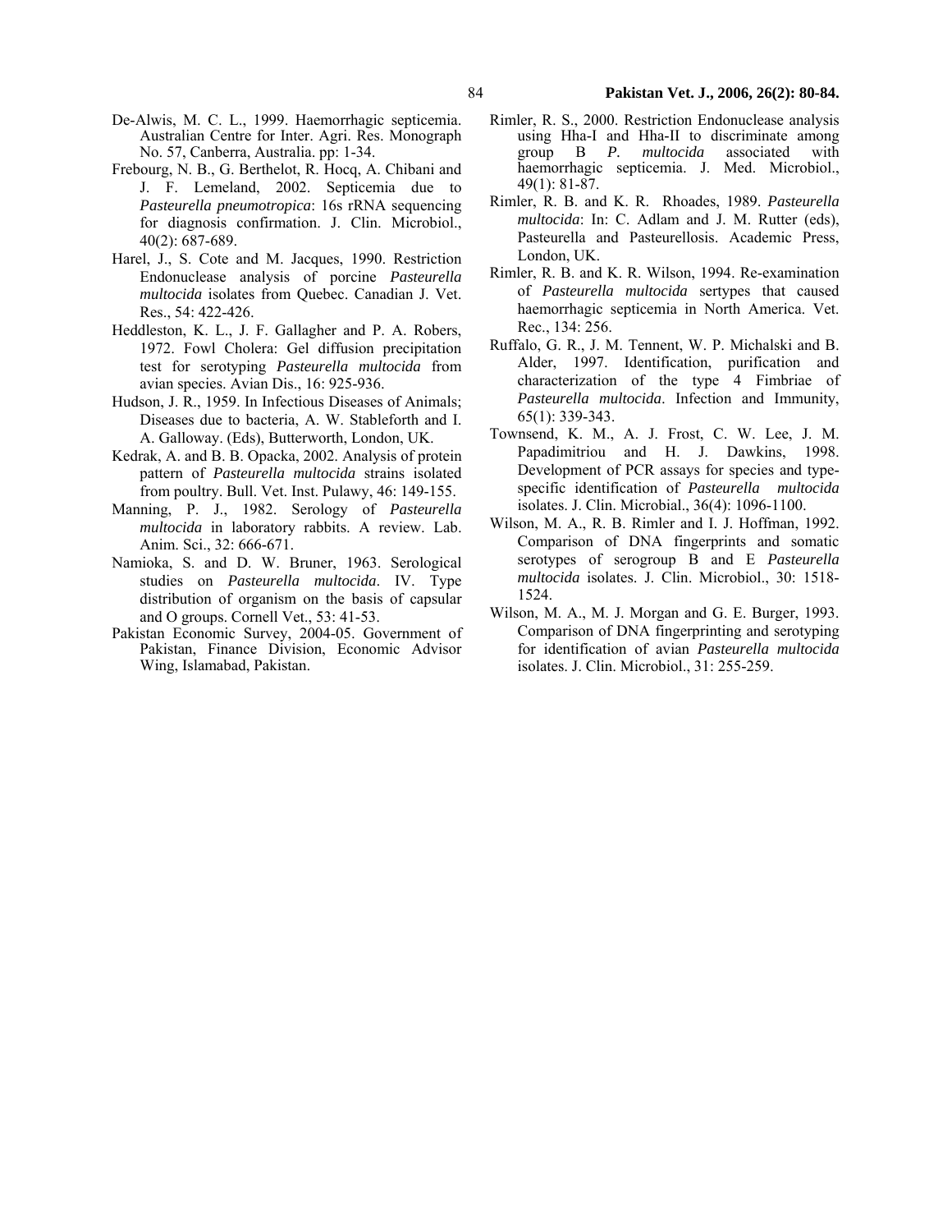De-Alwis, M. C. L., 1999. Haemorrhagic septicemia. Australian Centre for Inter. Agri. Res. Monograph No. 57, Canberra, Australia. pp: 1-34.

Frebourg, N. B., G. Berthelot, R. Hocq, A. Chibani and J. F. Lemeland, 2002. Septicemia due to *Pasteurella pneumotropica*: 16s rRNA sequencing for diagnosis confirmation. J. Clin. Microbiol., 40(2): 687-689.

Harel, J., S. Cote and M. Jacques, 1990. Restriction Endonuclease analysis of porcine *Pasteurella multocida* isolates from Quebec. Canadian J. Vet. Res., 54: 422-426.

Heddleston, K. L., J. F. Gallagher and P. A. Robers, 1972. Fowl Cholera: Gel diffusion precipitation test for serotyping *Pasteurella multocida* from avian species. Avian Dis., 16: 925-936.

Hudson, J. R., 1959. In Infectious Diseases of Animals; Diseases due to bacteria, A. W. Stableforth and I. A. Galloway. (Eds), Butterworth, London, UK.

Kedrak, A. and B. B. Opacka, 2002. Analysis of protein pattern of *Pasteurella multocida* strains isolated from poultry. Bull. Vet. Inst. Pulawy, 46: 149-155.

Manning, P. J., 1982. Serology of *Pasteurella multocida* in laboratory rabbits. A review. Lab. Anim. Sci., 32: 666-671.

Namioka, S. and D. W. Bruner, 1963. Serological studies on *Pasteurella multocida*. IV. Type distribution of organism on the basis of capsular and O groups. Cornell Vet., 53: 41-53.

Pakistan Economic Survey, 2004-05. Government of Pakistan, Finance Division, Economic Advisor Wing, Islamabad, Pakistan.

Rimler, R. S., 2000. Restriction Endonuclease analysis using Hha-I and Hha-II to discriminate among group B *P. multocida* associated with haemorrhagic septicemia. J. Med. Microbiol., 49(1): 81-87.

Rimler, R. B. and K. R. Rhoades, 1989. *Pasteurella multocida*: In: C. Adlam and J. M. Rutter (eds), Pasteurella and Pasteurellosis. Academic Press, London, UK.

Rimler, R. B. and K. R. Wilson, 1994. Re-examination of *Pasteurella multocida* sertypes that caused haemorrhagic septicemia in North America. Vet. Rec., 134: 256.

Ruffalo, G. R., J. M. Tennent, W. P. Michalski and B. Alder, 1997. Identification, purification and characterization of the type 4 Fimbriae of *Pasteurella multocida*. Infection and Immunity, 65(1): 339-343.

Townsend, K. M., A. J. Frost, C. W. Lee, J. M. Papadimitriou and H. J. Dawkins, 1998. Development of PCR assays for species and type-specific identification of *Pasteurella multocida* isolates. J. Clin. Microbial., 36(4): 1096-1100.

Wilson, M. A., R. B. Rimler and I. J. Hoffman, 1992. Comparison of DNA fingerprints and somatic serotypes of serogroup B and E *Pasteurella multocida* isolates. J. Clin. Microbiol., 30: 1518-1524.

Wilson, M. A., M. J. Morgan and G. E. Burger, 1993. Comparison of DNA fingerprinting and serotyping for identification of avian *Pasteurella multocida* isolates. J. Clin. Microbiol., 31: 255-259.